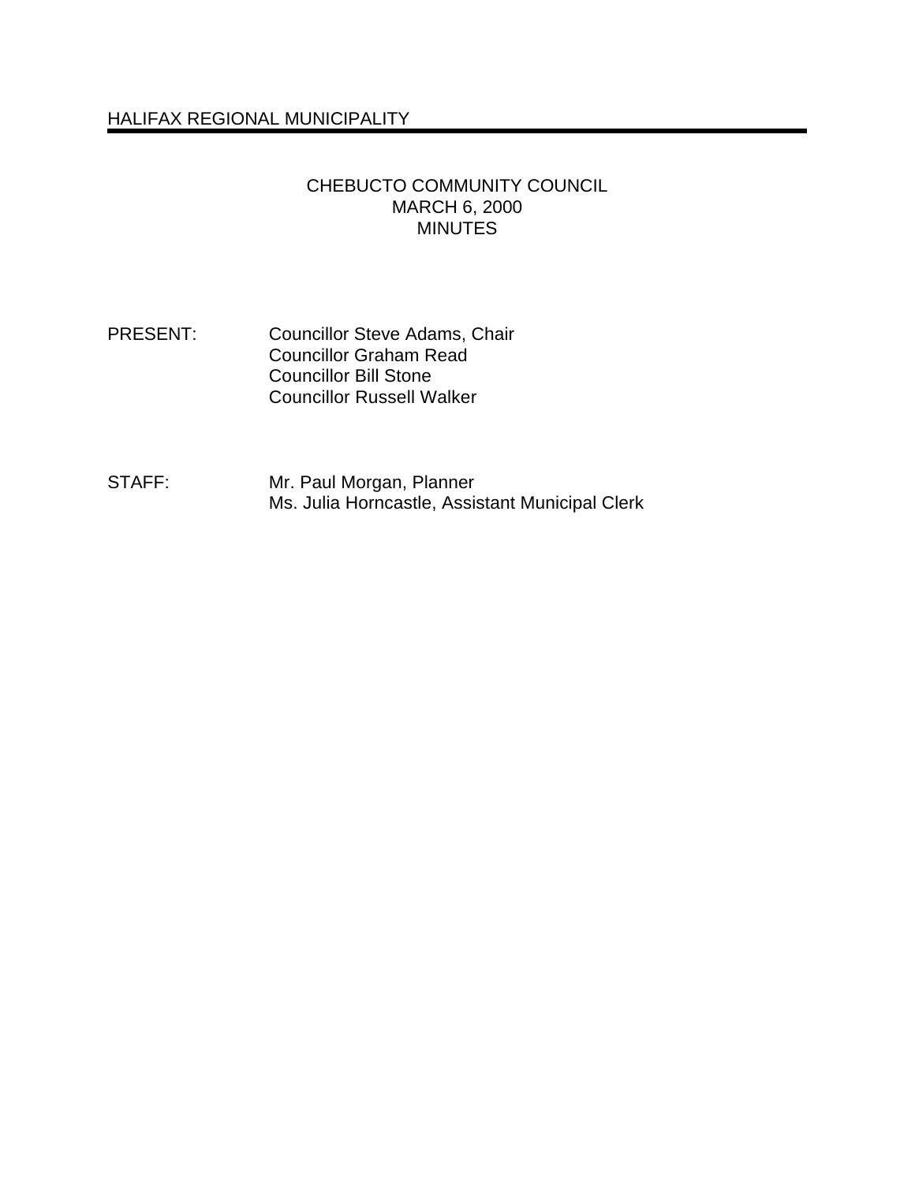HALIFAX REGIONAL MUNICIPALITY

# CHEBUCTO COMMUNITY COUNCIL
## MARCH 6, 2000
## MINUTES

PRESENT: Councillor Steve Adams, Chair
Councillor Graham Read
Councillor Bill Stone
Councillor Russell Walker

STAFF: Mr. Paul Morgan, Planner
Ms. Julia Horncastle, Assistant Municipal Clerk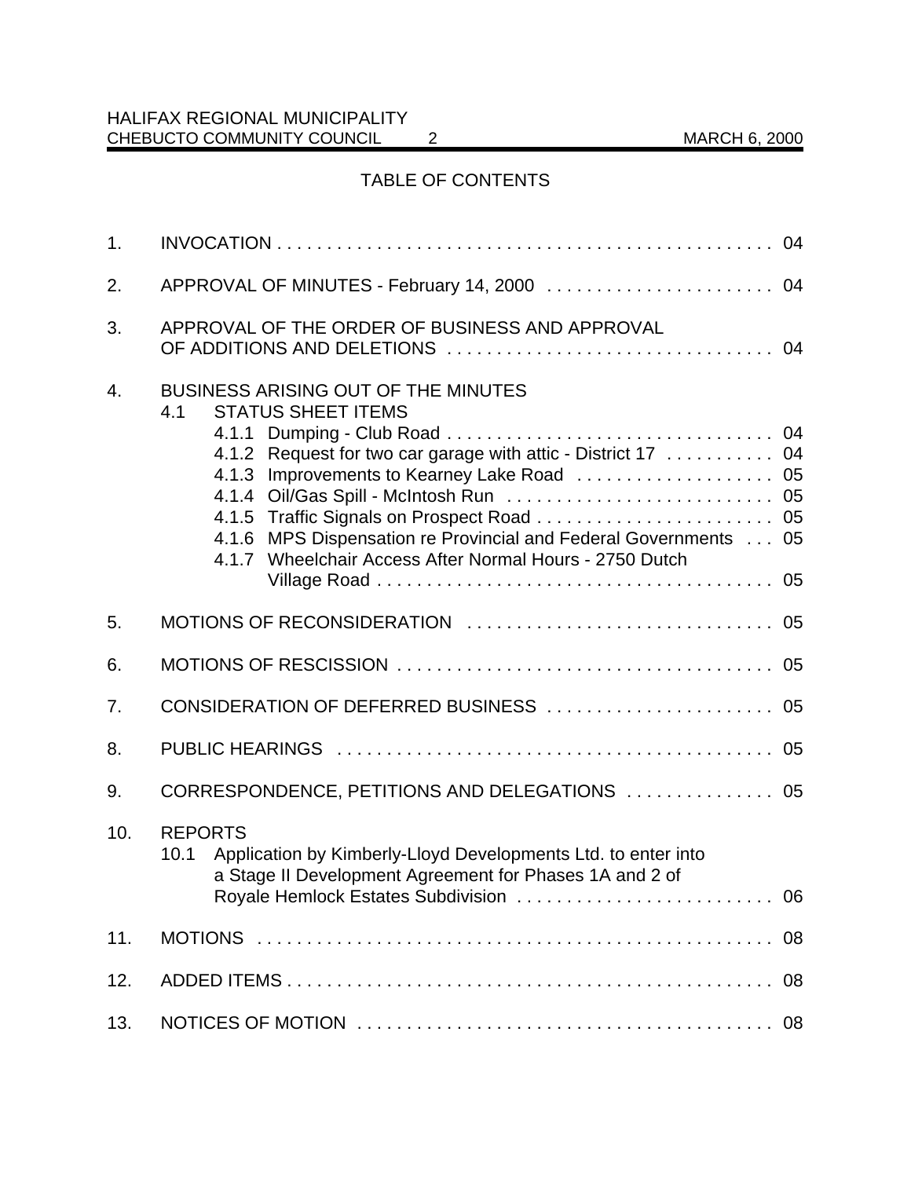## TABLE OF CONTENTS

1. INVOCATION . . . . . . . . . . . . . . . . . . . . . . . . . . . . . . . . . . . . . . . . . . . . . . . . . . 04

2. APPROVAL OF MINUTES - February 14, 2000 . . . . . . . . . . . . . . . . . . . . . . . 04

3. APPROVAL OF THE ORDER OF BUSINESS AND APPROVAL OF ADDITIONS AND DELETIONS . . . . . . . . . . . . . . . . . . . . . . . . . . . . . . . . . 04

4. BUSINESS ARISING OUT OF THE MINUTES
   - 4.1 STATUS SHEET ITEMS
     - 4.1.1 Dumping - Club Road . . . . . . . . . . . . . . . . . . . . . . . . . . . . . . . . . 04
     - 4.1.2 Request for two car garage with attic - District 17 . . . . . . . . . . . 04
     - 4.1.3 Improvements to Kearney Lake Road . . . . . . . . . . . . . . . . . . . . 05
     - 4.1.4 Oil/Gas Spill - McIntosh Run . . . . . . . . . . . . . . . . . . . . . . . . . . . 05
     - 4.1.5 Traffic Signals on Prospect Road . . . . . . . . . . . . . . . . . . . . . . . . 05
     - 4.1.6 MPS Dispensation re Provincial and Federal Governments . . . 05
     - 4.1.7 Wheelchair Access After Normal Hours - 2750 Dutch Village Road . . . . . . . . . . . . . . . . . . . . . . . . . . . . . . . . . . . . . . . . 05

5. MOTIONS OF RECONSIDERATION . . . . . . . . . . . . . . . . . . . . . . . . . . . . . . . 05

6. MOTIONS OF RESCISSION . . . . . . . . . . . . . . . . . . . . . . . . . . . . . . . . . . . . . . 05

7. CONSIDERATION OF DEFERRED BUSINESS . . . . . . . . . . . . . . . . . . . . . . . 05

8. PUBLIC HEARINGS . . . . . . . . . . . . . . . . . . . . . . . . . . . . . . . . . . . . . . . . . . . . 05

9. CORRESPONDENCE, PETITIONS AND DELEGATIONS . . . . . . . . . . . . . . . 05

10. REPORTS
    - 10.1 Application by Kimberly-Lloyd Developments Ltd. to enter into a Stage II Development Agreement for Phases 1A and 2 of Royale Hemlock Estates Subdivision . . . . . . . . . . . . . . . . . . . . . . . . . . 06

11. MOTIONS . . . . . . . . . . . . . . . . . . . . . . . . . . . . . . . . . . . . . . . . . . . . . . . . . . . . 08

12. ADDED ITEMS . . . . . . . . . . . . . . . . . . . . . . . . . . . . . . . . . . . . . . . . . . . . . . . . . 08

13. NOTICES OF MOTION . . . . . . . . . . . . . . . . . . . . . . . . . . . . . . . . . . . . . . . . . . . 08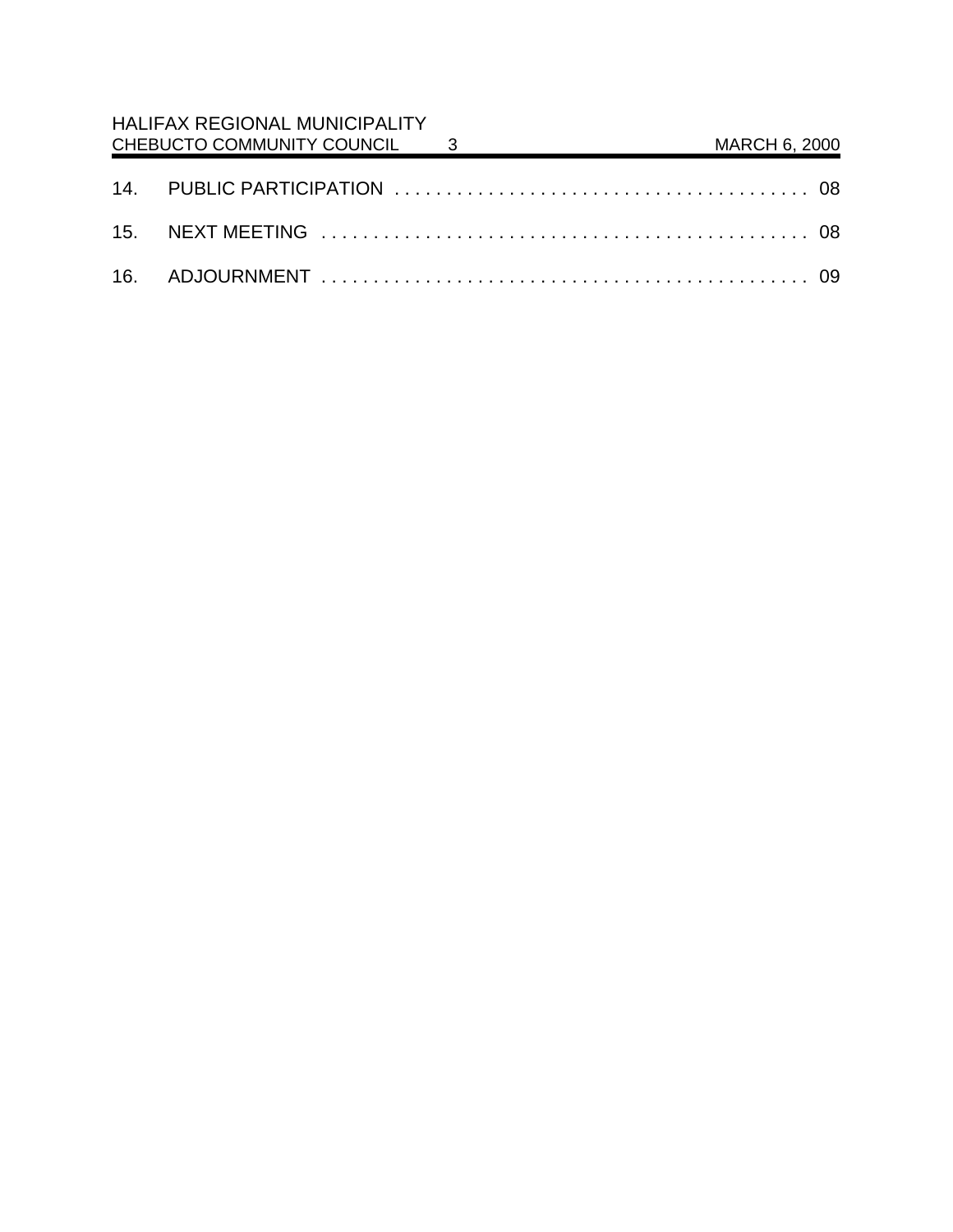14. PUBLIC PARTICIPATION . . . . . . . . . . . . . . . . . . . . . . . . . . . . . . . . . . . . . . . . 08

15. NEXT MEETING . . . . . . . . . . . . . . . . . . . . . . . . . . . . . . . . . . . . . . . . . . . . . . . 08

16. ADJOURNMENT . . . . . . . . . . . . . . . . . . . . . . . . . . . . . . . . . . . . . . . . . . . . . . . 09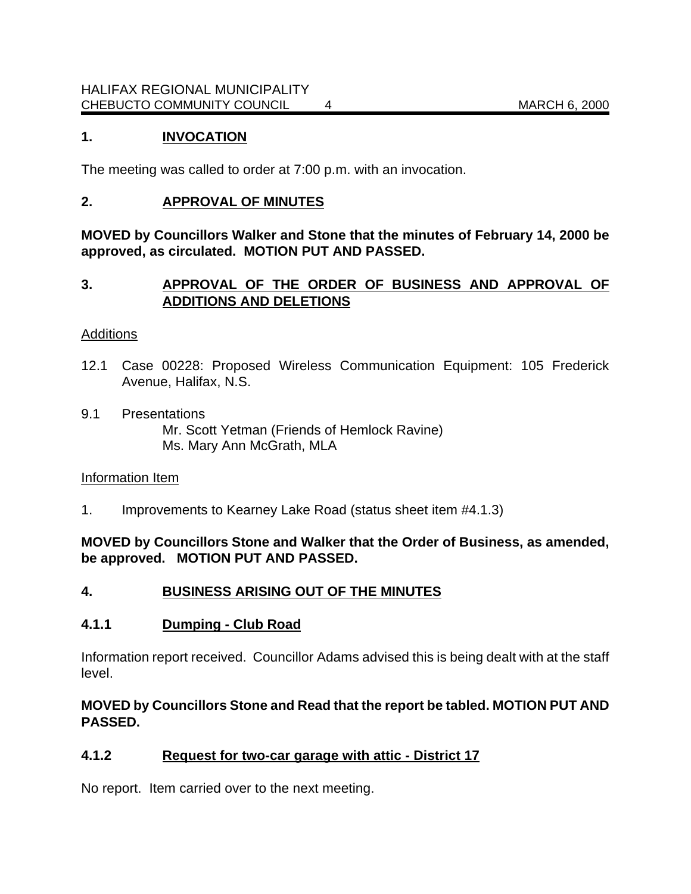## 1. INVOCATION

The meeting was called to order at 7:00 p.m. with an invocation.

## 2. APPROVAL OF MINUTES

**MOVED by Councillors Walker and Stone that the minutes of February 14, 2000 be approved, as circulated. MOTION PUT AND PASSED.**

## 3. APPROVAL OF THE ORDER OF BUSINESS AND APPROVAL OF ADDITIONS AND DELETIONS

Additions

12.1 Case 00228: Proposed Wireless Communication Equipment: 105 Frederick Avenue, Halifax, N.S.

9.1 Presentations
Mr. Scott Yetman (Friends of Hemlock Ravine)
Ms. Mary Ann McGrath, MLA

Information Item

1. Improvements to Kearney Lake Road (status sheet item #4.1.3)

**MOVED by Councillors Stone and Walker that the Order of Business, as amended, be approved. MOTION PUT AND PASSED.**

## 4. BUSINESS ARISING OUT OF THE MINUTES

### 4.1.1 Dumping - Club Road

Information report received. Councillor Adams advised this is being dealt with at the staff level.

**MOVED by Councillors Stone and Read that the report be tabled. MOTION PUT AND PASSED.**

### 4.1.2 Request for two-car garage with attic - District 17

No report. Item carried over to the next meeting.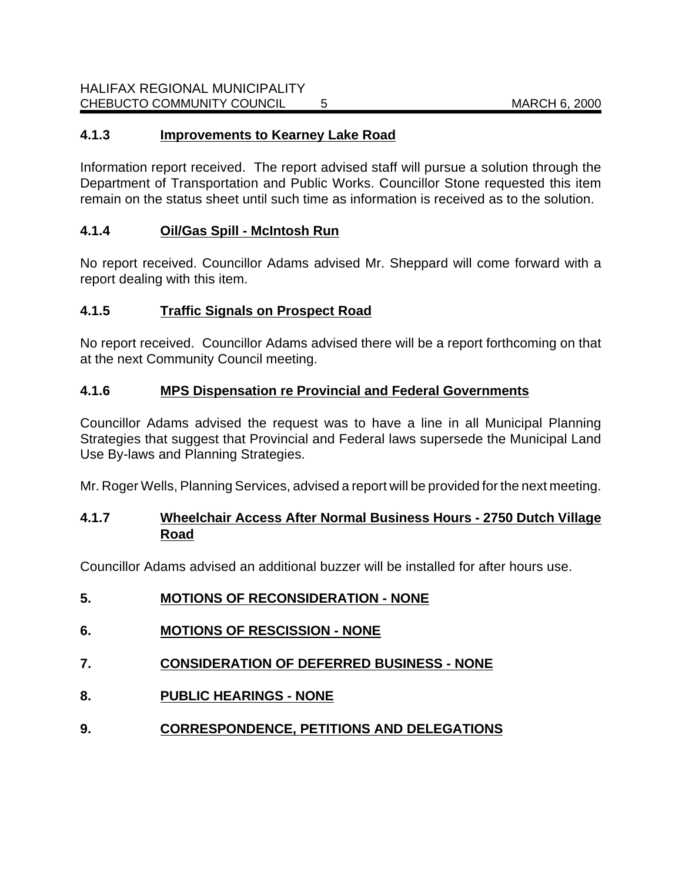### 4.1.3 Improvements to Kearney Lake Road

Information report received. The report advised staff will pursue a solution through the Department of Transportation and Public Works. Councillor Stone requested this item remain on the status sheet until such time as information is received as to the solution.

### 4.1.4 Oil/Gas Spill - McIntosh Run

No report received. Councillor Adams advised Mr. Sheppard will come forward with a report dealing with this item.

### 4.1.5 Traffic Signals on Prospect Road

No report received. Councillor Adams advised there will be a report forthcoming on that at the next Community Council meeting.

### 4.1.6 MPS Dispensation re Provincial and Federal Governments

Councillor Adams advised the request was to have a line in all Municipal Planning Strategies that suggest that Provincial and Federal laws supersede the Municipal Land Use By-laws and Planning Strategies.

Mr. Roger Wells, Planning Services, advised a report will be provided for the next meeting.

### 4.1.7 Wheelchair Access After Normal Business Hours - 2750 Dutch Village Road

Councillor Adams advised an additional buzzer will be installed for after hours use.

## 5. MOTIONS OF RECONSIDERATION - NONE

## 6. MOTIONS OF RESCISSION - NONE

## 7. CONSIDERATION OF DEFERRED BUSINESS - NONE

## 8. PUBLIC HEARINGS - NONE

## 9. CORRESPONDENCE, PETITIONS AND DELEGATIONS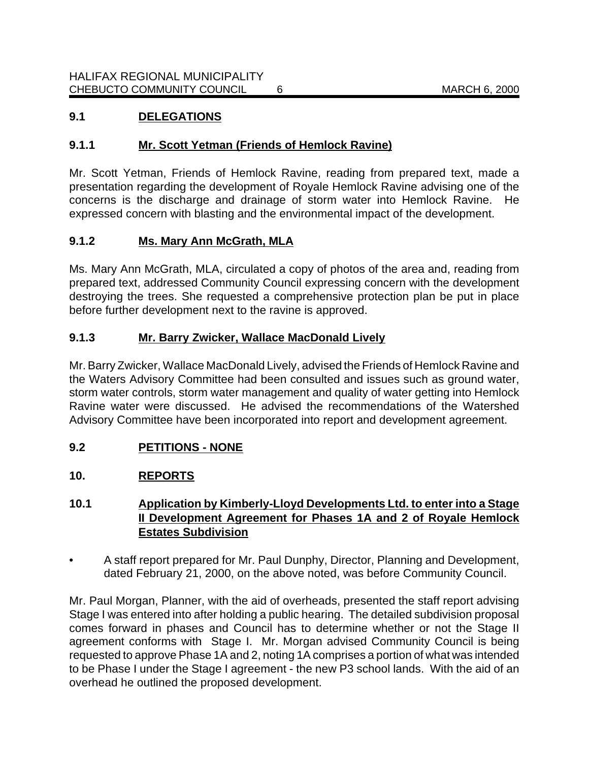## 9.1 DELEGATIONS

### 9.1.1 Mr. Scott Yetman (Friends of Hemlock Ravine)

Mr. Scott Yetman, Friends of Hemlock Ravine, reading from prepared text, made a presentation regarding the development of Royale Hemlock Ravine advising one of the concerns is the discharge and drainage of storm water into Hemlock Ravine. He expressed concern with blasting and the environmental impact of the development.

### 9.1.2 Ms. Mary Ann McGrath, MLA

Ms. Mary Ann McGrath, MLA, circulated a copy of photos of the area and, reading from prepared text, addressed Community Council expressing concern with the development destroying the trees. She requested a comprehensive protection plan be put in place before further development next to the ravine is approved.

### 9.1.3 Mr. Barry Zwicker, Wallace MacDonald Lively

Mr. Barry Zwicker, Wallace MacDonald Lively, advised the Friends of Hemlock Ravine and the Waters Advisory Committee had been consulted and issues such as ground water, storm water controls, storm water management and quality of water getting into Hemlock Ravine water were discussed. He advised the recommendations of the Watershed Advisory Committee have been incorporated into report and development agreement.

## 9.2 PETITIONS - NONE

## 10. REPORTS

### 10.1 Application by Kimberly-Lloyd Developments Ltd. to enter into a Stage II Development Agreement for Phases 1A and 2 of Royale Hemlock Estates Subdivision

- A staff report prepared for Mr. Paul Dunphy, Director, Planning and Development, dated February 21, 2000, on the above noted, was before Community Council.

Mr. Paul Morgan, Planner, with the aid of overheads, presented the staff report advising Stage I was entered into after holding a public hearing. The detailed subdivision proposal comes forward in phases and Council has to determine whether or not the Stage II agreement conforms with Stage I. Mr. Morgan advised Community Council is being requested to approve Phase 1A and 2, noting 1A comprises a portion of what was intended to be Phase I under the Stage I agreement - the new P3 school lands. With the aid of an overhead he outlined the proposed development.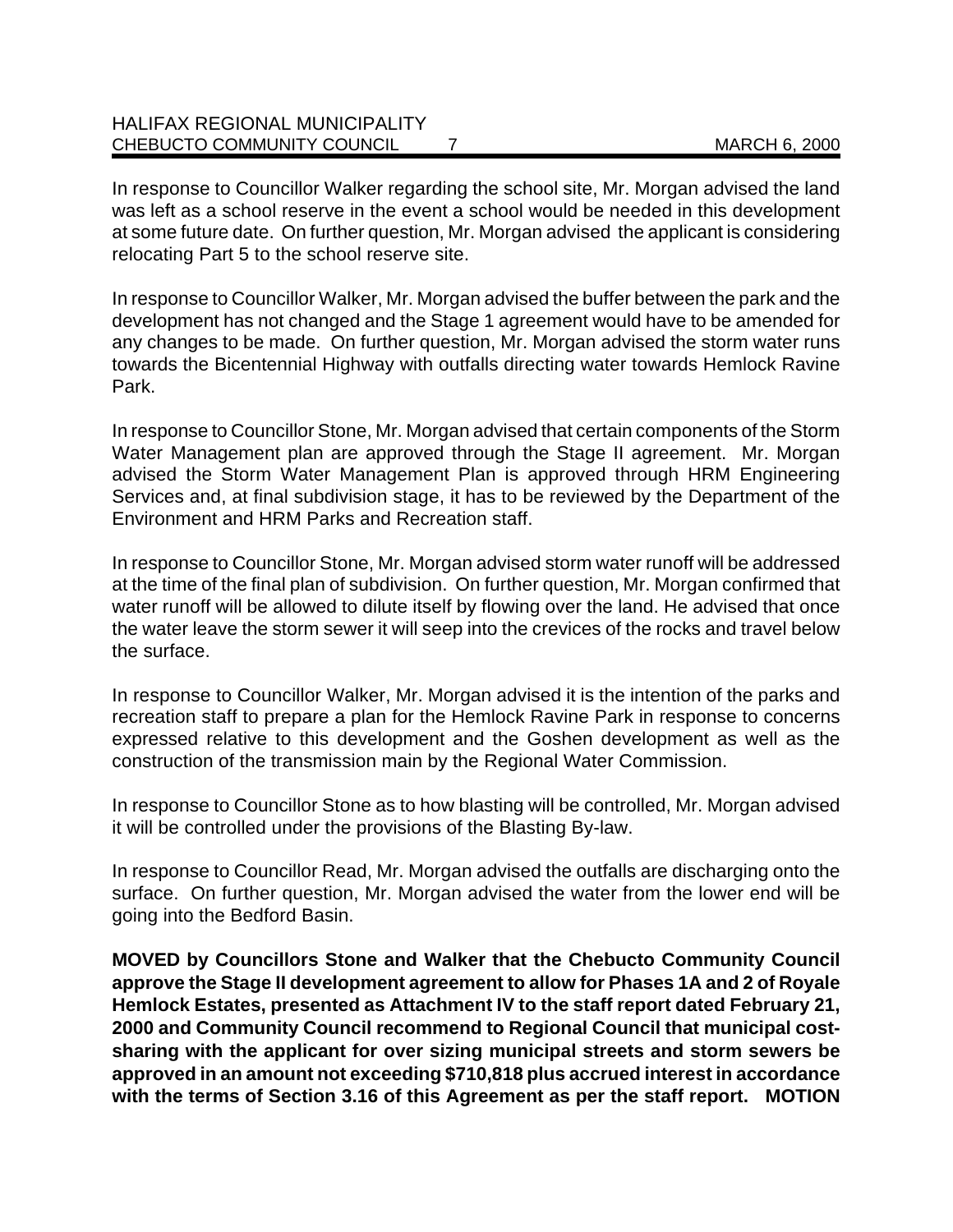In response to Councillor Walker regarding the school site, Mr. Morgan advised the land was left as a school reserve in the event a school would be needed in this development at some future date. On further question, Mr. Morgan advised the applicant is considering relocating Part 5 to the school reserve site.

In response to Councillor Walker, Mr. Morgan advised the buffer between the park and the development has not changed and the Stage 1 agreement would have to be amended for any changes to be made. On further question, Mr. Morgan advised the storm water runs towards the Bicentennial Highway with outfalls directing water towards Hemlock Ravine Park.

In response to Councillor Stone, Mr. Morgan advised that certain components of the Storm Water Management plan are approved through the Stage II agreement. Mr. Morgan advised the Storm Water Management Plan is approved through HRM Engineering Services and, at final subdivision stage, it has to be reviewed by the Department of the Environment and HRM Parks and Recreation staff.

In response to Councillor Stone, Mr. Morgan advised storm water runoff will be addressed at the time of the final plan of subdivision. On further question, Mr. Morgan confirmed that water runoff will be allowed to dilute itself by flowing over the land. He advised that once the water leave the storm sewer it will seep into the crevices of the rocks and travel below the surface.

In response to Councillor Walker, Mr. Morgan advised it is the intention of the parks and recreation staff to prepare a plan for the Hemlock Ravine Park in response to concerns expressed relative to this development and the Goshen development as well as the construction of the transmission main by the Regional Water Commission.

In response to Councillor Stone as to how blasting will be controlled, Mr. Morgan advised it will be controlled under the provisions of the Blasting By-law.

In response to Councillor Read, Mr. Morgan advised the outfalls are discharging onto the surface. On further question, Mr. Morgan advised the water from the lower end will be going into the Bedford Basin.

**MOVED by Councillors Stone and Walker that the Chebucto Community Council approve the Stage II development agreement to allow for Phases 1A and 2 of Royale Hemlock Estates, presented as Attachment IV to the staff report dated February 21, 2000 and Community Council recommend to Regional Council that municipal cost-sharing with the applicant for over sizing municipal streets and storm sewers be approved in an amount not exceeding $710,818 plus accrued interest in accordance with the terms of Section 3.16 of this Agreement as per the staff report. MOTION**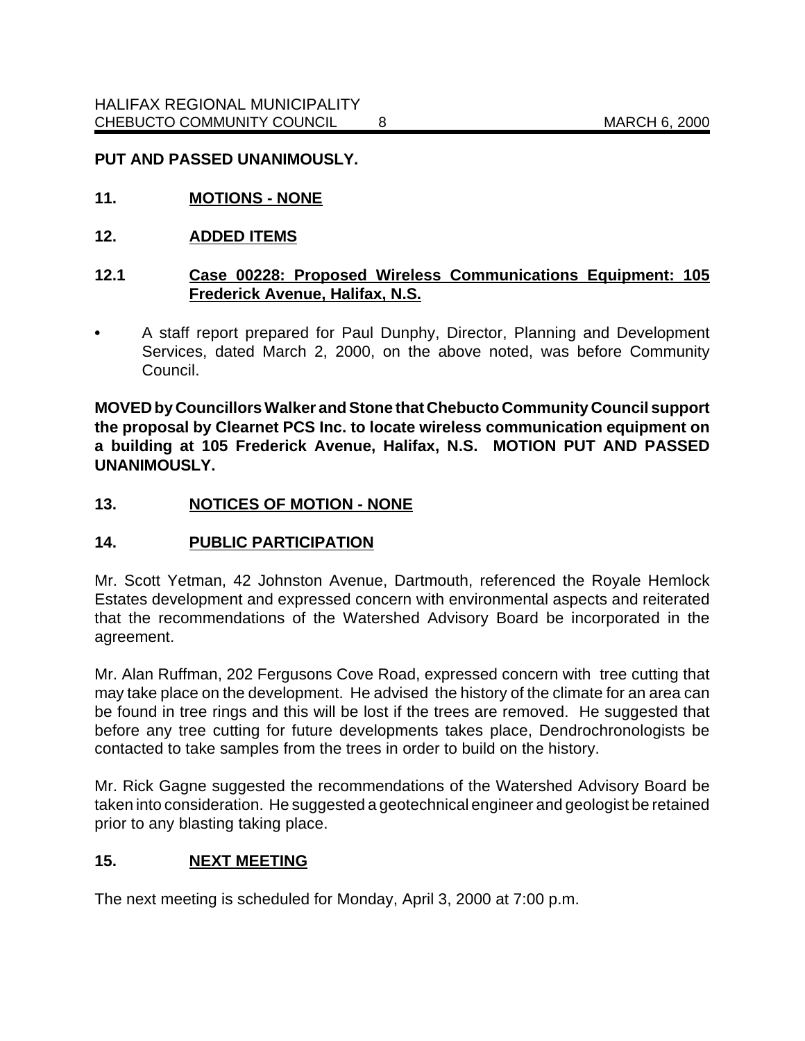**PUT AND PASSED UNANIMOUSLY.**

## 11. MOTIONS - NONE

## 12. ADDED ITEMS

### 12.1 Case 00228: Proposed Wireless Communications Equipment: 105 Frederick Avenue, Halifax, N.S.

- A staff report prepared for Paul Dunphy, Director, Planning and Development Services, dated March 2, 2000, on the above noted, was before Community Council.

**MOVED by Councillors Walker and Stone that Chebucto Community Council support the proposal by Clearnet PCS Inc. to locate wireless communication equipment on a building at 105 Frederick Avenue, Halifax, N.S. MOTION PUT AND PASSED UNANIMOUSLY.**

## 13. NOTICES OF MOTION - NONE

## 14. PUBLIC PARTICIPATION

Mr. Scott Yetman, 42 Johnston Avenue, Dartmouth, referenced the Royale Hemlock Estates development and expressed concern with environmental aspects and reiterated that the recommendations of the Watershed Advisory Board be incorporated in the agreement.

Mr. Alan Ruffman, 202 Fergusons Cove Road, expressed concern with tree cutting that may take place on the development. He advised the history of the climate for an area can be found in tree rings and this will be lost if the trees are removed. He suggested that before any tree cutting for future developments takes place, Dendrochronologists be contacted to take samples from the trees in order to build on the history.

Mr. Rick Gagne suggested the recommendations of the Watershed Advisory Board be taken into consideration. He suggested a geotechnical engineer and geologist be retained prior to any blasting taking place.

## 15. NEXT MEETING

The next meeting is scheduled for Monday, April 3, 2000 at 7:00 p.m.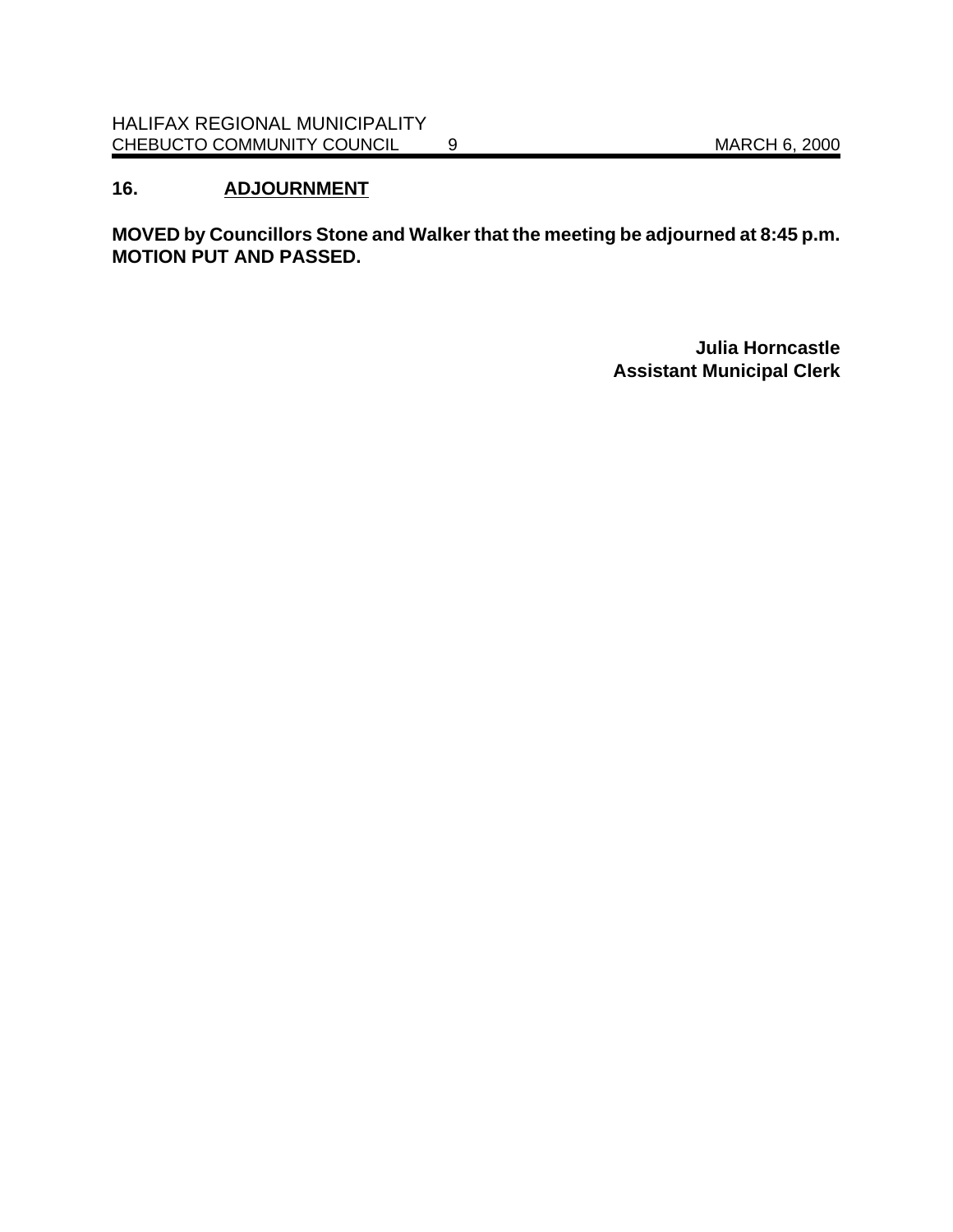## 16. ADJOURNMENT

**MOVED by Councillors Stone and Walker that the meeting be adjourned at 8:45 p.m. MOTION PUT AND PASSED.**

**Julia Horncastle**
**Assistant Municipal Clerk**